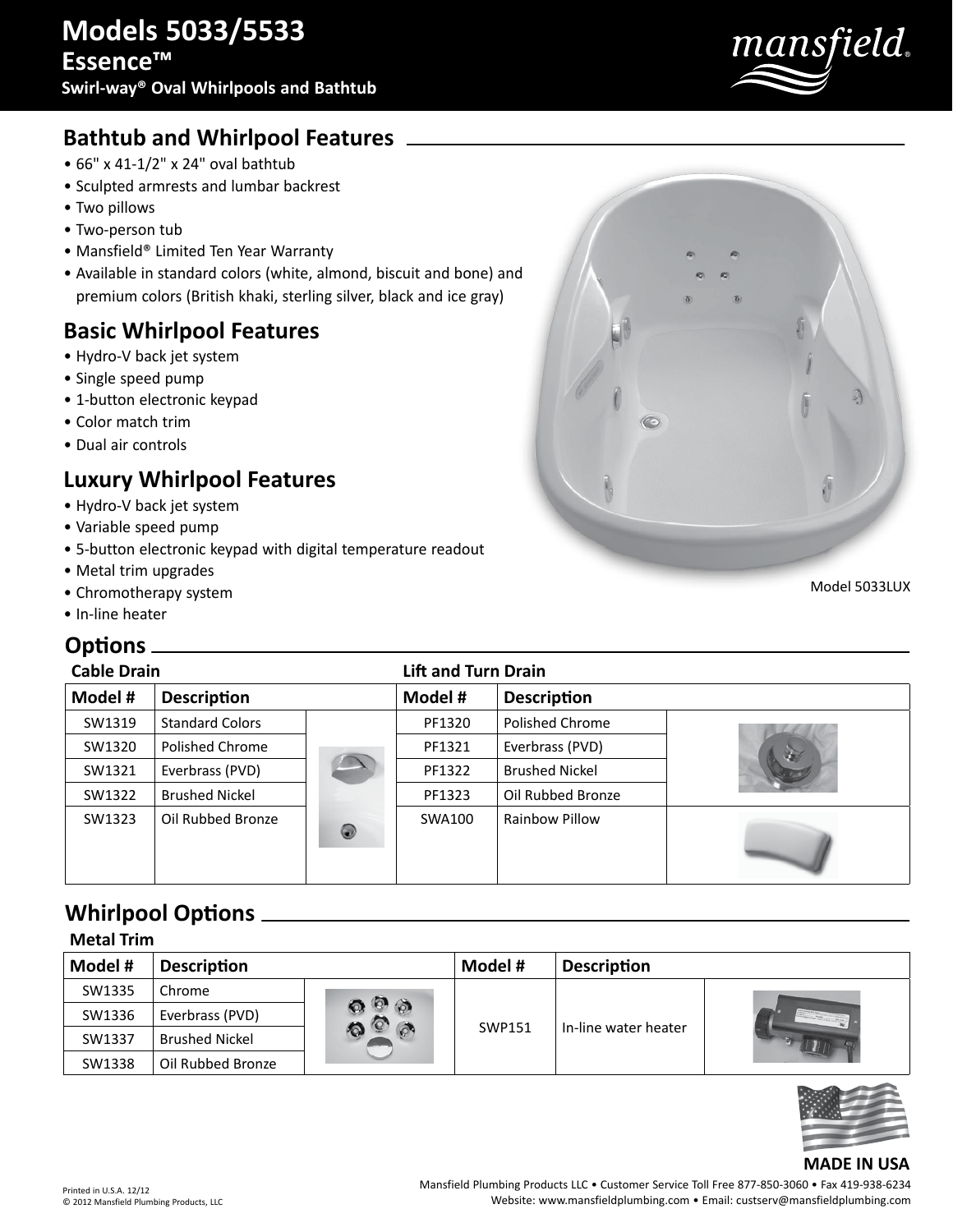# Models 5033/5533

## Essence™

### Swirl-way® Oval Whirlpools and Bathtub

mansfield®

## Bathtub and Whirlpool Features

- 66" x 41-1/2" x 24" oval bathtub
- Sculpted armrests and lumbar backrest
- Two pillows
- Two-person tub
- Mansfield® Limited Ten Year Warranty
- Available in standard colors (white, almond, biscuit and bone) and premium colors (British khaki, sterling silver, black and ice gray)

## Basic Whirlpool Features

- Hydro-V back jet system
- Single speed pump
- 1-button electronic keypad
- Color match trim
- Dual air controls

## Luxury Whirlpool Features

- Hydro-V back jet system
- Variable speed pump
- 5-button electronic keypad with digital temperature readout
- Metal trim upgrades
- Chromotherapy system
- In-line heater

Model 5033LUX

## Options

**Cable Drain** / **Lift and Turn Drain**

| Model # | Description | Model # | Description |
|---|---|---|---|
| SW1319 | Standard Colors | PF1320 | Polished Chrome |
| SW1320 | Polished Chrome | PF1321 | Everbrass (PVD) |
| SW1321 | Everbrass (PVD) | PF1322 | Brushed Nickel |
| SW1322 | Brushed Nickel | PF1323 | Oil Rubbed Bronze |
| SW1323 | Oil Rubbed Bronze | SWA100 | Rainbow Pillow |

## Whirlpool Options

**Metal Trim**

| Model # | Description | Model # | Description |
|---|---|---|---|
| SW1335 | Chrome | SWP151 | In-line water heater |
| SW1336 | Everbrass (PVD) | | |
| SW1337 | Brushed Nickel | | |
| SW1338 | Oil Rubbed Bronze | | |

**MADE IN USA**

Printed in U.S.A. 12/12
© 2012 Mansfield Plumbing Products, LLC

Mansfield Plumbing Products LLC • Customer Service Toll Free 877-850-3060 • Fax 419-938-6234
Website: www.mansfieldplumbing.com • Email: custserv@mansfieldplumbing.com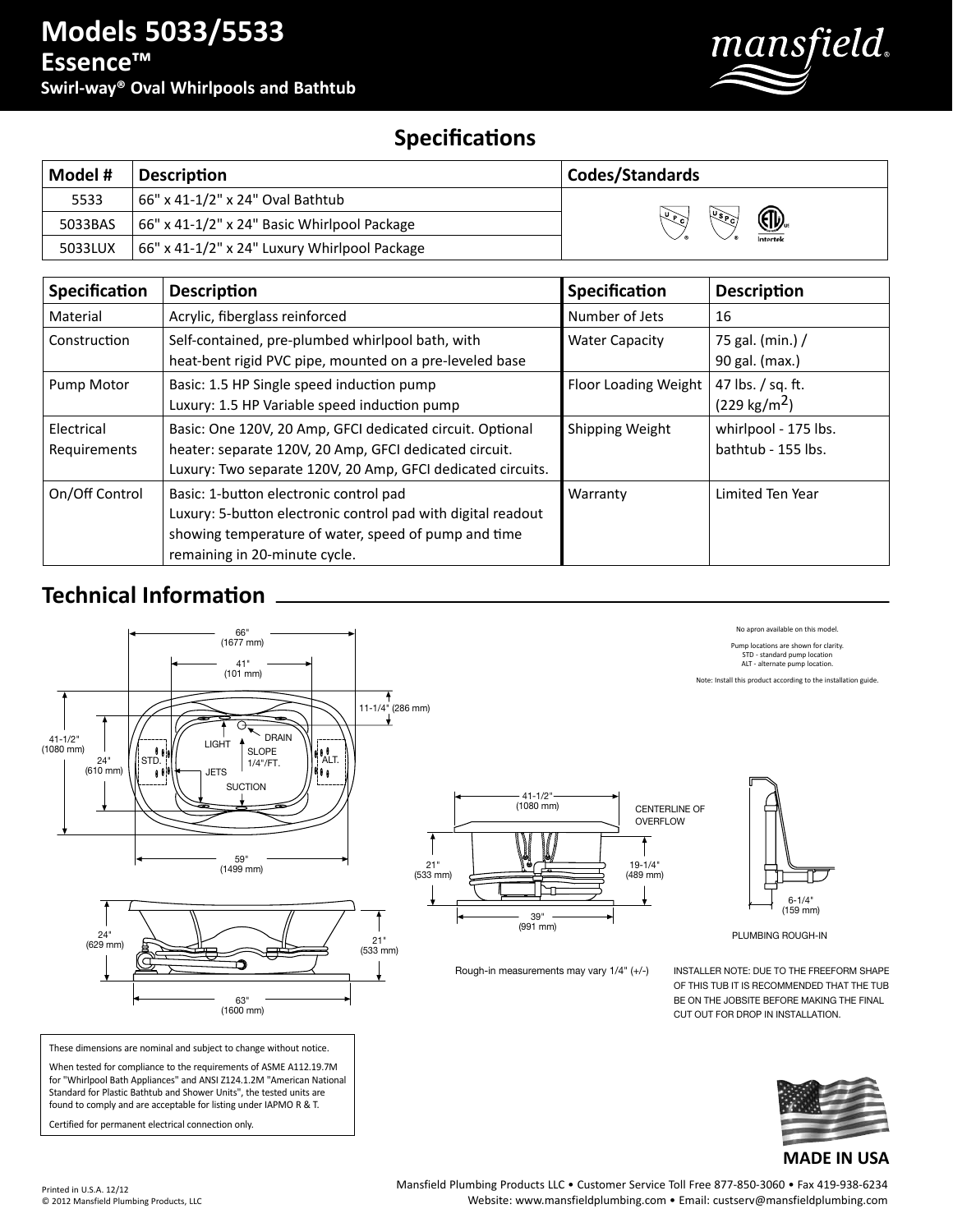# Models 5033/5533

## Essence™

### Swirl-way® Oval Whirlpools and Bathtub

mansfield®

## Specifications

| Model # | Description | Codes/Standards |
|---|---|---|
| 5533 | 66" x 41-1/2" x 24" Oval Bathtub | UPC® USPC® ETL Intertek |
| 5033BAS | 66" x 41-1/2" x 24" Basic Whirlpool Package | |
| 5033LUX | 66" x 41-1/2" x 24" Luxury Whirlpool Package | |

| Specification | Description | Specification | Description |
|---|---|---|---|
| Material | Acrylic, fiberglass reinforced | Number of Jets | 16 |
| Construction | Self-contained, pre-plumbed whirlpool bath, with heat-bent rigid PVC pipe, mounted on a pre-leveled base | Water Capacity | 75 gal. (min.) / 90 gal. (max.) |
| Pump Motor | Basic: 1.5 HP Single speed induction pump<br>Luxury: 1.5 HP Variable speed induction pump | Floor Loading Weight | 47 lbs. / sq. ft. (229 kg/$m^2$) |
| Electrical Requirements | Basic: One 120V, 20 Amp, GFCI dedicated circuit. Optional heater: separate 120V, 20 Amp, GFCI dedicated circuit.<br>Luxury: Two separate 120V, 20 Amp, GFCI dedicated circuits. | Shipping Weight | whirlpool - 175 lbs.<br>bathtub - 155 lbs. |
| On/Off Control | Basic: 1-button electronic control pad<br>Luxury: 5-button electronic control pad with digital readout showing temperature of water, speed of pump and time remaining in 20-minute cycle. | Warranty | Limited Ten Year |

## Technical Information

66" (1677 mm)
41" (101 mm)
11-1/4" (286 mm)
41-1/2" (1080 mm)
24" (610 mm)
STD.
LIGHT
DRAIN
SLOPE 1/4"/FT.
JETS
SUCTION
ALT.
59" (1499 mm)

24" (629 mm)
21" (533 mm)
63" (1600 mm)

41-1/2" (1080 mm)
21" (533 mm)
19-1/4" (489 mm)
39" (991 mm)
CENTERLINE OF OVERFLOW

6-1/4" (159 mm)
PLUMBING ROUGH-IN

No apron available on this model.

Pump locations are shown for clarity.
STD - standard pump location
ALT - alternate pump location.

Note: Install this product according to the installation guide.

Rough-in measurements may vary 1/4" (+/-)

INSTALLER NOTE: DUE TO THE FREEFORM SHAPE OF THIS TUB IT IS RECOMMENDED THAT THE TUB BE ON THE JOBSITE BEFORE MAKING THE FINAL CUT OUT FOR DROP IN INSTALLATION.

These dimensions are nominal and subject to change without notice.

When tested for compliance to the requirements of ASME A112.19.7M for "Whirlpool Bath Appliances" and ANSI Z124.1.2M "American National Standard for Plastic Bathtub and Shower Units", the tested units are found to comply and are acceptable for listing under IAPMO R & T.

Certified for permanent electrical connection only.

**MADE IN USA**

Printed in U.S.A. 12/12
© 2012 Mansfield Plumbing Products, LLC

Mansfield Plumbing Products LLC • Customer Service Toll Free 877-850-3060 • Fax 419-938-6234
Website: www.mansfieldplumbing.com • Email: custserv@mansfieldplumbing.com